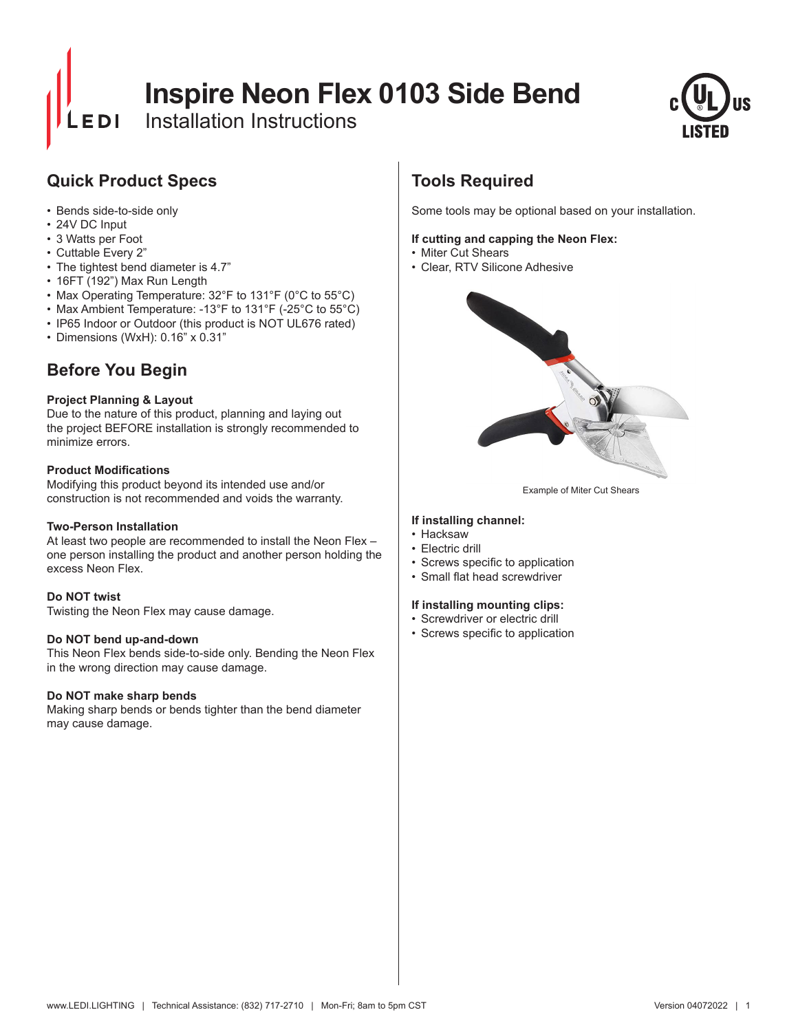# Inspire Neon Flex 0103 Side Bend

Installation Instructions

## Quick Product Specs

- Bends side-to-side only
- 24V DC Input
- 3 Watts per Foot
- Cuttable Every 2”
- The tightest bend diameter is 4.7”
- 16FT (192”) Max Run Length
- Max Operating Temperature: 32°F to 131°F (0°C to 55°C)
- Max Ambient Temperature: -13°F to 131°F (-25°C to 55°C)
- IP65 Indoor or Outdoor (this product is NOT UL676 rated)
- Dimensions (WxH): 0.16” x 0.31”

## Before You Begin

**Project Planning & Layout**
Due to the nature of this product, planning and laying out the project BEFORE installation is strongly recommended to minimize errors.

**Product Modifications**
Modifying this product beyond its intended use and/or construction is not recommended and voids the warranty.

**Two-Person Installation**
At least two people are recommended to install the Neon Flex – one person installing the product and another person holding the excess Neon Flex.

**Do NOT twist**
Twisting the Neon Flex may cause damage.

**Do NOT bend up-and-down**
This Neon Flex bends side-to-side only. Bending the Neon Flex in the wrong direction may cause damage.

**Do NOT make sharp bends**
Making sharp bends or bends tighter than the bend diameter may cause damage.

## Tools Required

Some tools may be optional based on your installation.

**If cutting and capping the Neon Flex:**
- Miter Cut Shears
- Clear, RTV Silicone Adhesive

Example of Miter Cut Shears

**If installing channel:**
- Hacksaw
- Electric drill
- Screws specific to application
- Small flat head screwdriver

**If installing mounting clips:**
- Screwdriver or electric drill
- Screws specific to application

www.LEDI.LIGHTING | Technical Assistance: (832) 717-2710 | Mon-Fri; 8am to 5pm CST

Version 04072022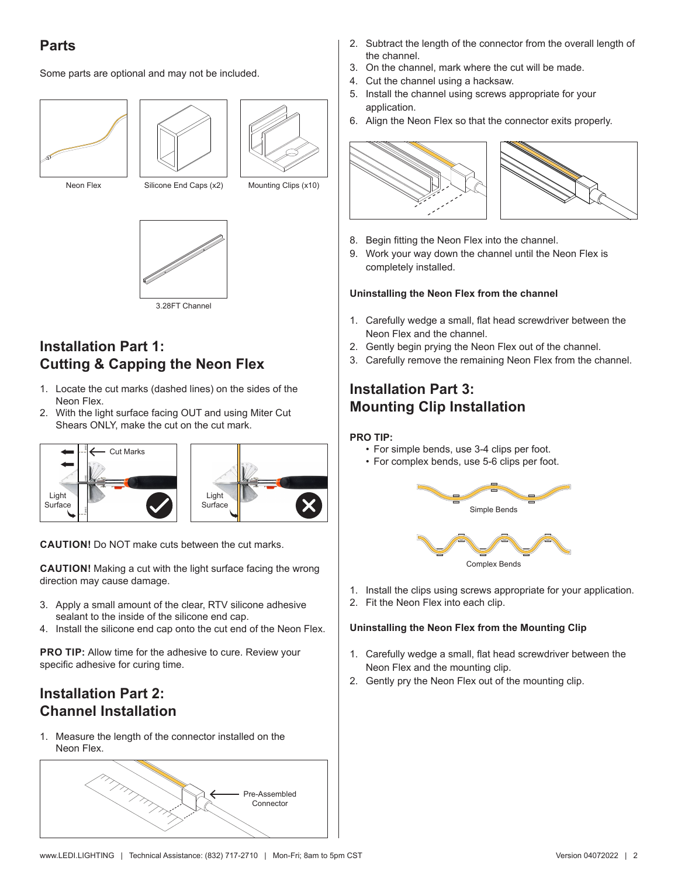## Parts

Some parts are optional and may not be included.

Neon Flex

Silicone End Caps (x2)

Mounting Clips (x10)

3.28FT Channel

## Installation Part 1: Cutting & Capping the Neon Flex

1. Locate the cut marks (dashed lines) on the sides of the Neon Flex.
2. With the light surface facing OUT and using Miter Cut Shears ONLY, make the cut on the cut mark.

Cut Marks

Light Surface

Light Surface

**CAUTION!** Do NOT make cuts between the cut marks.

**CAUTION!** Making a cut with the light surface facing the wrong direction may cause damage.

3. Apply a small amount of the clear, RTV silicone adhesive sealant to the inside of the silicone end cap.
4. Install the silicone end cap onto the cut end of the Neon Flex.

**PRO TIP:** Allow time for the adhesive to cure. Review your specific adhesive for curing time.

## Installation Part 2: Channel Installation

1. Measure the length of the connector installed on the Neon Flex.

Pre-Assembled Connector

2. Subtract the length of the connector from the overall length of the channel.
3. On the channel, mark where the cut will be made.
4. Cut the channel using a hacksaw.
5. Install the channel using screws appropriate for your application.
6. Align the Neon Flex so that the connector exits properly.

8. Begin fitting the Neon Flex into the channel.
9. Work your way down the channel until the Neon Flex is completely installed.

**Uninstalling the Neon Flex from the channel**

1. Carefully wedge a small, flat head screwdriver between the Neon Flex and the channel.
2. Gently begin prying the Neon Flex out of the channel.
3. Carefully remove the remaining Neon Flex from the channel.

## Installation Part 3: Mounting Clip Installation

**PRO TIP:**

- For simple bends, use 3-4 clips per foot.
- For complex bends, use 5-6 clips per foot.

Simple Bends

Complex Bends

1. Install the clips using screws appropriate for your application.
2. Fit the Neon Flex into each clip.

**Uninstalling the Neon Flex from the Mounting Clip**

1. Carefully wedge a small, flat head screwdriver between the Neon Flex and the mounting clip.
2. Gently pry the Neon Flex out of the mounting clip.